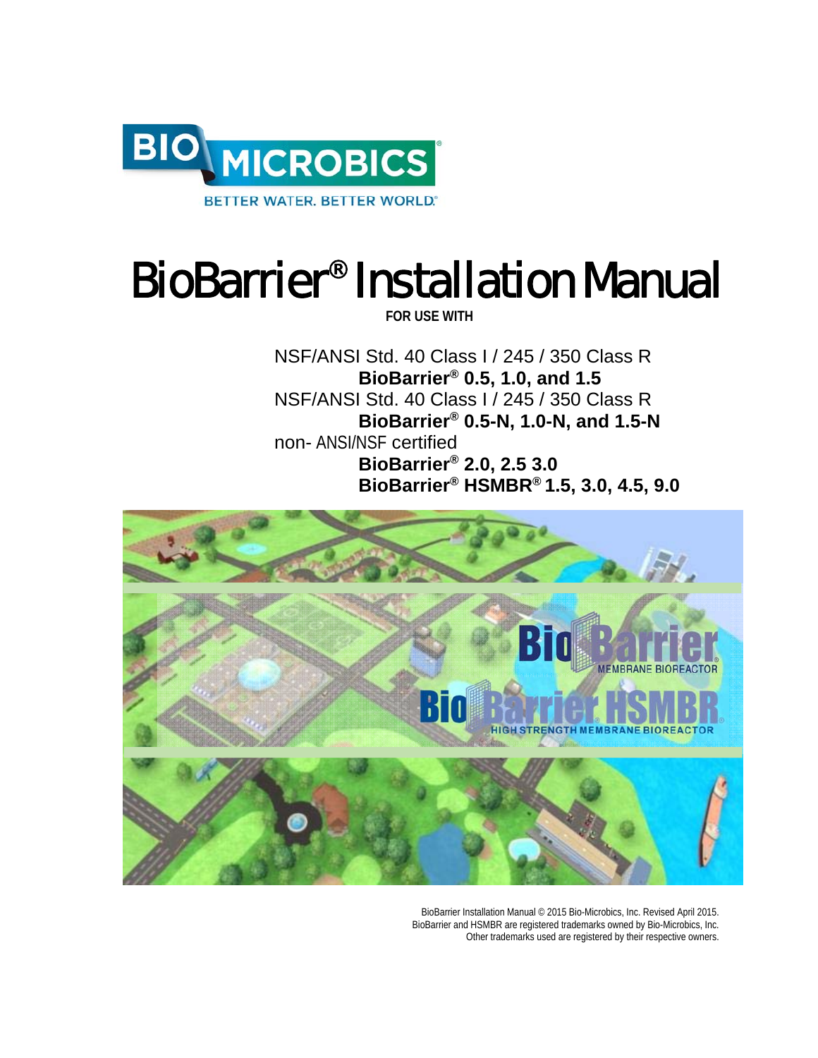# BioBarrier® Installation Manual

**FOR USE WITH**

NSF/ANSI Std. 40 Class I / 245 / 350 Class R
**BioBarrier® 0.5, 1.0, and 1.5**

NSF/ANSI Std. 40 Class I / 245 / 350 Class R
**BioBarrier® 0.5-N, 1.0-N, and 1.5-N**

non- ANSI/NSF certified
**BioBarrier® 2.0, 2.5 3.0**
**BioBarrier® HSMBR® 1.5, 3.0, 4.5, 9.0**

BioBarrier Installation Manual © 2015 Bio-Microbics, Inc. Revised April 2015.
BioBarrier and HSMBR are registered trademarks owned by Bio-Microbics, Inc.
Other trademarks used are registered by their respective owners.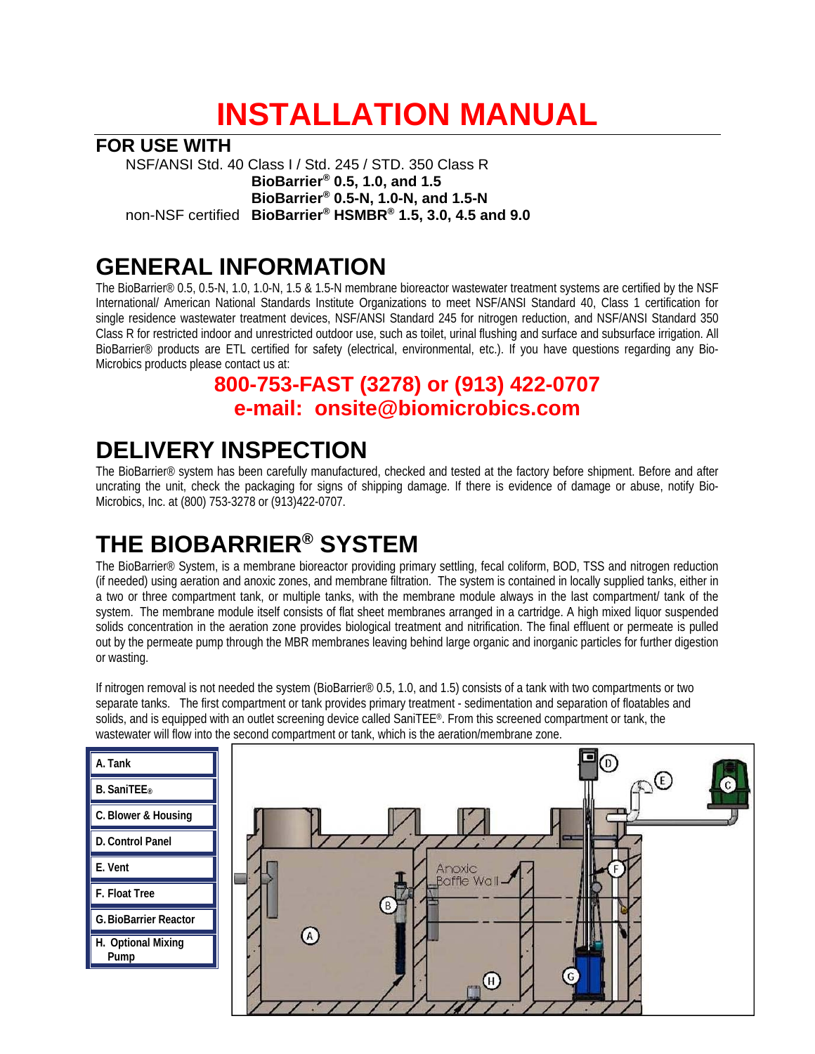# INSTALLATION MANUAL

## FOR USE WITH

NSF/ANSI Std. 40 Class I / Std. 245 / STD. 350 Class R
**BioBarrier® 0.5, 1.0, and 1.5**
**BioBarrier® 0.5-N, 1.0-N, and 1.5-N**
non-NSF certified **BioBarrier® HSMBR® 1.5, 3.0, 4.5 and 9.0**

## GENERAL INFORMATION

The BioBarrier® 0.5, 0.5-N, 1.0, 1.0-N, 1.5 & 1.5-N membrane bioreactor wastewater treatment systems are certified by the NSF International/ American National Standards Institute Organizations to meet NSF/ANSI Standard 40, Class 1 certification for single residence wastewater treatment devices, NSF/ANSI Standard 245 for nitrogen reduction, and NSF/ANSI Standard 350 Class R for restricted indoor and unrestricted outdoor use, such as toilet, urinal flushing and surface and subsurface irrigation. All BioBarrier® products are ETL certified for safety (electrical, environmental, etc.). If you have questions regarding any Bio-Microbics products please contact us at:

**800-753-FAST (3278) or (913) 422-0707**
**e-mail: onsite@biomicrobics.com**

## DELIVERY INSPECTION

The BioBarrier® system has been carefully manufactured, checked and tested at the factory before shipment. Before and after uncrating the unit, check the packaging for signs of shipping damage. If there is evidence of damage or abuse, notify Bio-Microbics, Inc. at (800) 753-3278 or (913)422-0707.

## THE BIOBARRIER® SYSTEM

The BioBarrier® System, is a membrane bioreactor providing primary settling, fecal coliform, BOD, TSS and nitrogen reduction (if needed) using aeration and anoxic zones, and membrane filtration. The system is contained in locally supplied tanks, either in a two or three compartment tank, or multiple tanks, with the membrane module always in the last compartment/ tank of the system. The membrane module itself consists of flat sheet membranes arranged in a cartridge. A high mixed liquor suspended solids concentration in the aeration zone provides biological treatment and nitrification. The final effluent or permeate is pulled out by the permeate pump through the MBR membranes leaving behind large organic and inorganic particles for further digestion or wasting.

If nitrogen removal is not needed the system (BioBarrier® 0.5, 1.0, and 1.5) consists of a tank with two compartments or two separate tanks. The first compartment or tank provides primary treatment - sedimentation and separation of floatables and solids, and is equipped with an outlet screening device called SaniTEE®. From this screened compartment or tank, the wastewater will flow into the second compartment or tank, which is the aeration/membrane zone.

- A. Tank
- B. SaniTEE®
- C. Blower & Housing
- D. Control Panel
- E. Vent
- F. Float Tree
- G. BioBarrier Reactor
- H. Optional Mixing Pump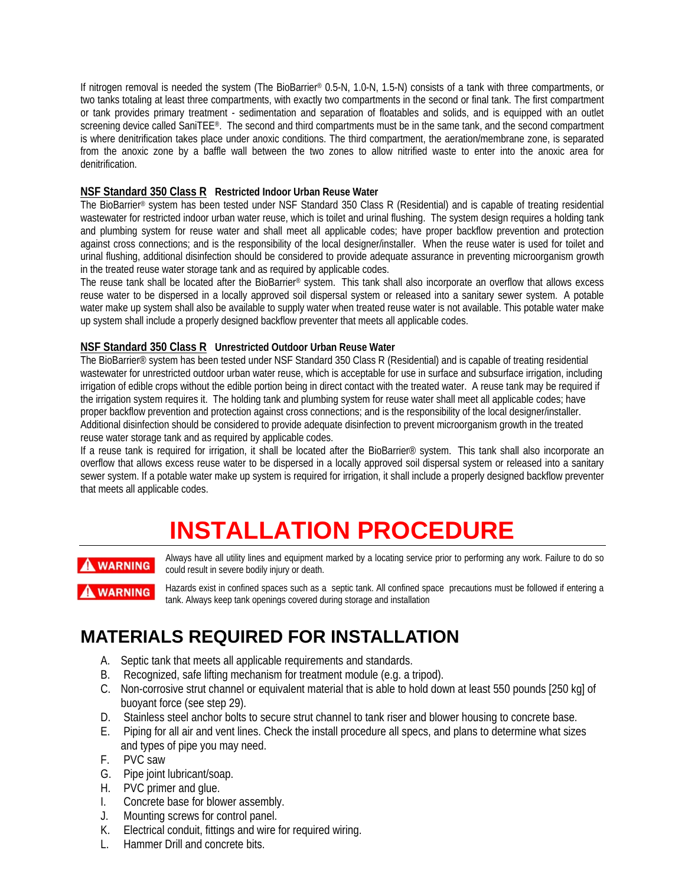If nitrogen removal is needed the system (The BioBarrier® 0.5-N, 1.0-N, 1.5-N) consists of a tank with three compartments, or two tanks totaling at least three compartments, with exactly two compartments in the second or final tank. The first compartment or tank provides primary treatment - sedimentation and separation of floatables and solids, and is equipped with an outlet screening device called SaniTEE®. The second and third compartments must be in the same tank, and the second compartment is where denitrification takes place under anoxic conditions. The third compartment, the aeration/membrane zone, is separated from the anoxic zone by a baffle wall between the two zones to allow nitrified waste to enter into the anoxic area for denitrification.

**NSF Standard 350 Class R** **Restricted Indoor Urban Reuse Water**

The BioBarrier® system has been tested under NSF Standard 350 Class R (Residential) and is capable of treating residential wastewater for restricted indoor urban water reuse, which is toilet and urinal flushing. The system design requires a holding tank and plumbing system for reuse water and shall meet all applicable codes; have proper backflow prevention and protection against cross connections; and is the responsibility of the local designer/installer. When the reuse water is used for toilet and urinal flushing, additional disinfection should be considered to provide adequate assurance in preventing microorganism growth in the treated reuse water storage tank and as required by applicable codes.

The reuse tank shall be located after the BioBarrier® system. This tank shall also incorporate an overflow that allows excess reuse water to be dispersed in a locally approved soil dispersal system or released into a sanitary sewer system. A potable water make up system shall also be available to supply water when treated reuse water is not available. This potable water make up system shall include a properly designed backflow preventer that meets all applicable codes.

**NSF Standard 350 Class R** **Unrestricted Outdoor Urban Reuse Water**

The BioBarrier® system has been tested under NSF Standard 350 Class R (Residential) and is capable of treating residential wastewater for unrestricted outdoor urban water reuse, which is acceptable for use in surface and subsurface irrigation, including irrigation of edible crops without the edible portion being in direct contact with the treated water. A reuse tank may be required if the irrigation system requires it. The holding tank and plumbing system for reuse water shall meet all applicable codes; have proper backflow prevention and protection against cross connections; and is the responsibility of the local designer/installer. Additional disinfection should be considered to provide adequate disinfection to prevent microorganism growth in the treated reuse water storage tank and as required by applicable codes.

If a reuse tank is required for irrigation, it shall be located after the BioBarrier® system. This tank shall also incorporate an overflow that allows excess reuse water to be dispersed in a locally approved soil dispersal system or released into a sanitary sewer system. If a potable water make up system is required for irrigation, it shall include a properly designed backflow preventer that meets all applicable codes.

# INSTALLATION PROCEDURE

**⚠ WARNING** Always have all utility lines and equipment marked by a locating service prior to performing any work. Failure to do so could result in severe bodily injury or death.

**⚠ WARNING** Hazards exist in confined spaces such as a septic tank. All confined space precautions must be followed if entering a tank. Always keep tank openings covered during storage and installation

## MATERIALS REQUIRED FOR INSTALLATION

A. Septic tank that meets all applicable requirements and standards.
B. Recognized, safe lifting mechanism for treatment module (e.g. a tripod).
C. Non-corrosive strut channel or equivalent material that is able to hold down at least 550 pounds [250 kg] of buoyant force (see step 29).
D. Stainless steel anchor bolts to secure strut channel to tank riser and blower housing to concrete base.
E. Piping for all air and vent lines. Check the install procedure all specs, and plans to determine what sizes and types of pipe you may need.
F. PVC saw
G. Pipe joint lubricant/soap.
H. PVC primer and glue.
I. Concrete base for blower assembly.
J. Mounting screws for control panel.
K. Electrical conduit, fittings and wire for required wiring.
L. Hammer Drill and concrete bits.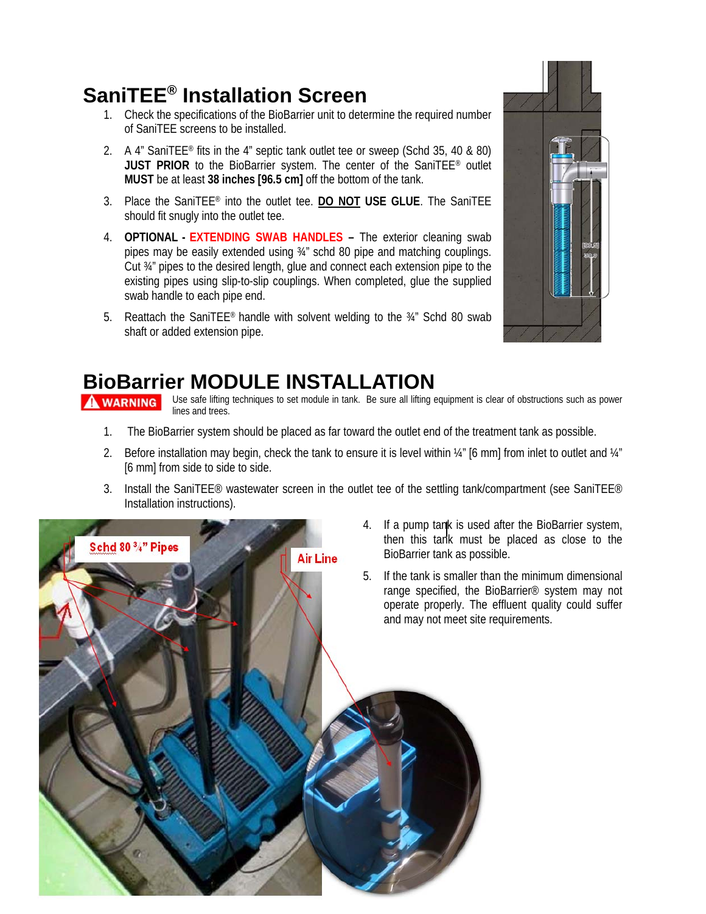## SaniTEE® Installation Screen

1. Check the specifications of the BioBarrier unit to determine the required number of SaniTEE screens to be installed.
2. A 4" SaniTEE® fits in the 4" septic tank outlet tee or sweep (Schd 35, 40 & 80) **JUST PRIOR** to the BioBarrier system. The center of the SaniTEE® outlet **MUST** be at least **38 inches [96.5 cm]** off the bottom of the tank.
3. Place the SaniTEE® into the outlet tee. **DO NOT USE GLUE**. The SaniTEE should fit snugly into the outlet tee.
4. **OPTIONAL - EXTENDING SWAB HANDLES –** The exterior cleaning swab pipes may be easily extended using ¾" schd 80 pipe and matching couplings. Cut ¾" pipes to the desired length, glue and connect each extension pipe to the existing pipes using slip-to-slip couplings. When completed, glue the supplied swab handle to each pipe end.
5. Reattach the SaniTEE® handle with solvent welding to the ¾" Schd 80 swab shaft or added extension pipe.

## BioBarrier MODULE INSTALLATION

**⚠ WARNING** Use safe lifting techniques to set module in tank. Be sure all lifting equipment is clear of obstructions such as power lines and trees.

1. The BioBarrier system should be placed as far toward the outlet end of the treatment tank as possible.
2. Before installation may begin, check the tank to ensure it is level within ¼" [6 mm] from inlet to outlet and ¼" [6 mm] from side to side.
3. Install the SaniTEE® wastewater screen in the outlet tee of the settling tank/compartment (see SaniTEE® Installation instructions).
4. If a pump tank is used after the BioBarrier system, then this tank must be placed as close to the BioBarrier tank as possible.
5. If the tank is smaller than the minimum dimensional range specified, the BioBarrier® system may not operate properly. The effluent quality could suffer and may not meet site requirements.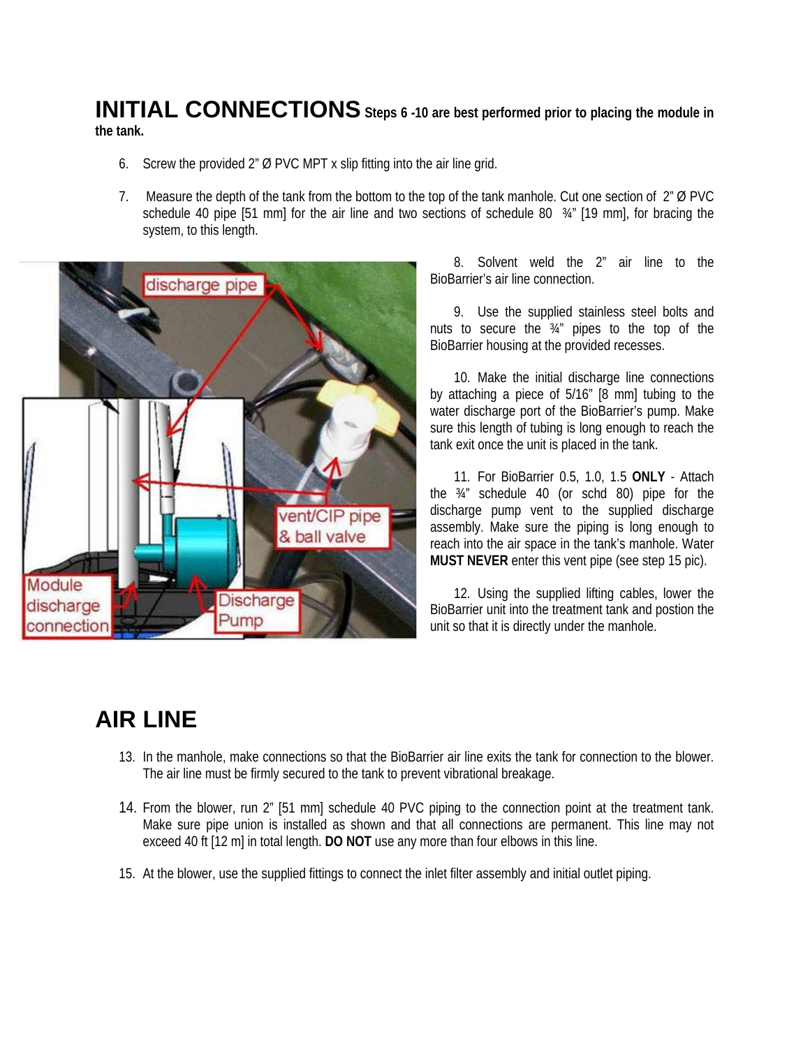## INITIAL CONNECTIONS **Steps 6 -10 are best performed prior to placing the module in the tank.**

6. Screw the provided 2" Ø PVC MPT x slip fitting into the air line grid.

7. Measure the depth of the tank from the bottom to the top of the tank manhole. Cut one section of 2" Ø PVC schedule 40 pipe [51 mm] for the air line and two sections of schedule 80 ¾" [19 mm], for bracing the system, to this length.

8. Solvent weld the 2" air line to the BioBarrier's air line connection.

9. Use the supplied stainless steel bolts and nuts to secure the ¾" pipes to the top of the BioBarrier housing at the provided recesses.

10. Make the initial discharge line connections by attaching a piece of 5/16" [8 mm] tubing to the water discharge port of the BioBarrier's pump. Make sure this length of tubing is long enough to reach the tank exit once the unit is placed in the tank.

11. For BioBarrier 0.5, 1.0, 1.5 **ONLY** - Attach the ¾" schedule 40 (or schd 80) pipe for the discharge pump vent to the supplied discharge assembly. Make sure the piping is long enough to reach into the air space in the tank's manhole. Water **MUST NEVER** enter this vent pipe (see step 15 pic).

12. Using the supplied lifting cables, lower the BioBarrier unit into the treatment tank and postion the unit so that it is directly under the manhole.

## AIR LINE

13. In the manhole, make connections so that the BioBarrier air line exits the tank for connection to the blower. The air line must be firmly secured to the tank to prevent vibrational breakage.

14. From the blower, run 2" [51 mm] schedule 40 PVC piping to the connection point at the treatment tank. Make sure pipe union is installed as shown and that all connections are permanent. This line may not exceed 40 ft [12 m] in total length. **DO NOT** use any more than four elbows in this line.

15. At the blower, use the supplied fittings to connect the inlet filter assembly and initial outlet piping.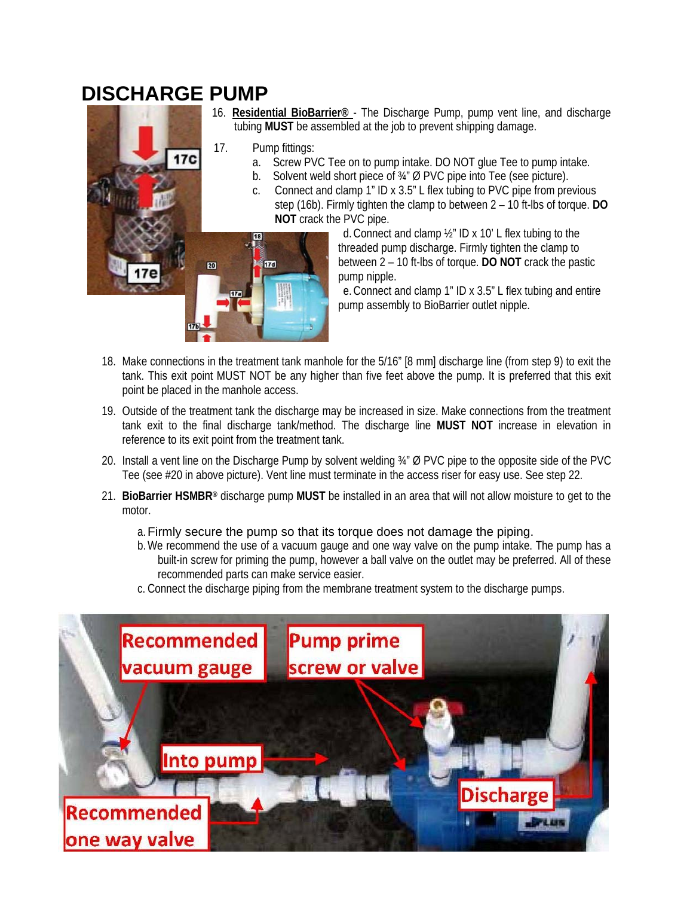# DISCHARGE PUMP

16. **Residential BioBarrier®** - The Discharge Pump, pump vent line, and discharge tubing **MUST** be assembled at the job to prevent shipping damage.

17. Pump fittings:
    a. Screw PVC Tee on to pump intake. DO NOT glue Tee to pump intake.
    b. Solvent weld short piece of ¾" Ø PVC pipe into Tee (see picture).
    c. Connect and clamp 1" ID x 3.5" L flex tubing to PVC pipe from previous step (16b). Firmly tighten the clamp to between 2 – 10 ft-lbs of torque. **DO NOT** crack the PVC pipe.
    d. Connect and clamp ½" ID x 10' L flex tubing to the threaded pump discharge. Firmly tighten the clamp to between 2 – 10 ft-lbs of torque. **DO NOT** crack the pastic pump nipple.
    e. Connect and clamp 1" ID x 3.5" L flex tubing and entire pump assembly to BioBarrier outlet nipple.

18. Make connections in the treatment tank manhole for the 5/16" [8 mm] discharge line (from step 9) to exit the tank. This exit point MUST NOT be any higher than five feet above the pump. It is preferred that this exit point be placed in the manhole access.

19. Outside of the treatment tank the discharge may be increased in size. Make connections from the treatment tank exit to the final discharge tank/method. The discharge line **MUST NOT** increase in elevation in reference to its exit point from the treatment tank.

20. Install a vent line on the Discharge Pump by solvent welding ¾" Ø PVC pipe to the opposite side of the PVC Tee (see #20 in above picture). Vent line must terminate in the access riser for easy use. See step 22.

21. **BioBarrier HSMBR®** discharge pump **MUST** be installed in an area that will not allow moisture to get to the motor.
    a. Firmly secure the pump so that its torque does not damage the piping.
    b. We recommend the use of a vacuum gauge and one way valve on the pump intake. The pump has a built-in screw for priming the pump, however a ball valve on the outlet may be preferred. All of these recommended parts can make service easier.
    c. Connect the discharge piping from the membrane treatment system to the discharge pumps.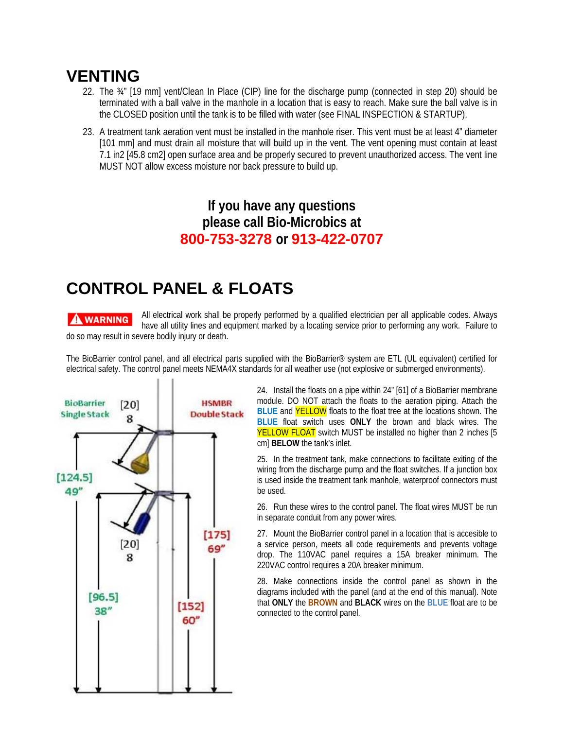# VENTING

22. The ¾" [19 mm] vent/Clean In Place (CIP) line for the discharge pump (connected in step 20) should be terminated with a ball valve in the manhole in a location that is easy to reach. Make sure the ball valve is in the CLOSED position until the tank is to be filled with water (see FINAL INSPECTION & STARTUP).

23. A treatment tank aeration vent must be installed in the manhole riser. This vent must be at least 4" diameter [101 mm] and must drain all moisture that will build up in the vent. The vent opening must contain at least 7.1 in2 [45.8 cm2] open surface area and be properly secured to prevent unauthorized access. The vent line MUST NOT allow excess moisture nor back pressure to build up.

**If you have any questions please call Bio-Microbics at 800-753-3278 or 913-422-0707**

# CONTROL PANEL & FLOATS

**⚠ WARNING** All electrical work shall be properly performed by a qualified electrician per all applicable codes. Always have all utility lines and equipment marked by a locating service prior to performing any work. Failure to do so may result in severe bodily injury or death.

The BioBarrier control panel, and all electrical parts supplied with the BioBarrier® system are ETL (UL equivalent) certified for electrical safety. The control panel meets NEMA4X standards for all weather use (not explosive or submerged environments).

BioBarrier Single Stack | HSMBR Double Stack

[20] 8

[124.5] 49"

[20] 8

[175] 69"

[96.5] 38"

[152] 60"

24. Install the floats on a pipe within 24" [61] of a BioBarrier membrane module. DO NOT attach the floats to the aeration piping. Attach the **BLUE** and YELLOW floats to the float tree at the locations shown. The **BLUE** float switch uses **ONLY** the brown and black wires. The YELLOW FLOAT switch MUST be installed no higher than 2 inches [5 cm] **BELOW** the tank's inlet.

25. In the treatment tank, make connections to facilitate exiting of the wiring from the discharge pump and the float switches. If a junction box is used inside the treatment tank manhole, waterproof connectors must be used.

26. Run these wires to the control panel. The float wires MUST be run in separate conduit from any power wires.

27. Mount the BioBarrier control panel in a location that is accesible to a service person, meets all code requirements and prevents voltage drop. The 110VAC panel requires a 15A breaker minimum. The 220VAC control requires a 20A breaker minimum.

28. Make connections inside the control panel as shown in the diagrams included with the panel (and at the end of this manual). Note that **ONLY** the **BROWN** and **BLACK** wires on the **BLUE** float are to be connected to the control panel.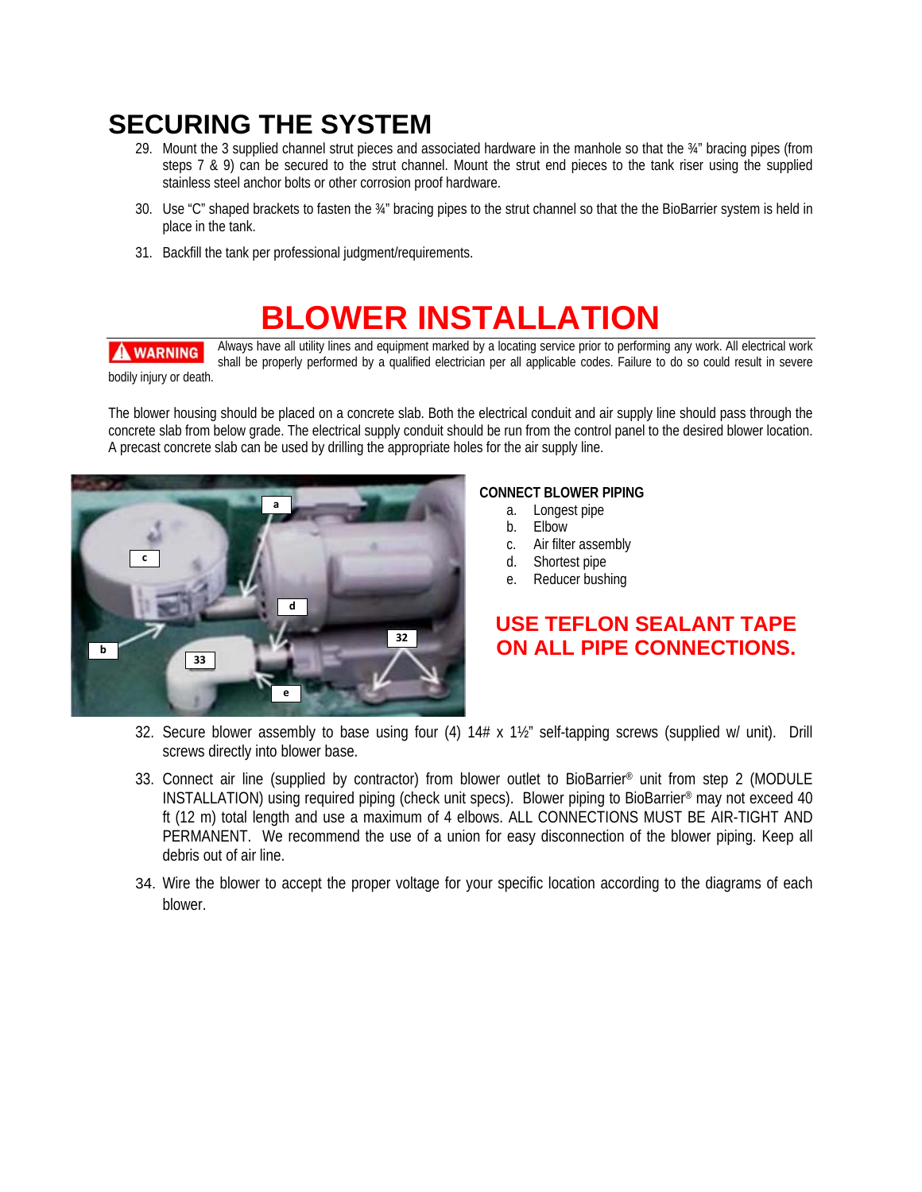# SECURING THE SYSTEM

29. Mount the 3 supplied channel strut pieces and associated hardware in the manhole so that the ¾" bracing pipes (from steps 7 & 9) can be secured to the strut channel. Mount the strut end pieces to the tank riser using the supplied stainless steel anchor bolts or other corrosion proof hardware.
30. Use "C" shaped brackets to fasten the ¾" bracing pipes to the strut channel so that the the BioBarrier system is held in place in the tank.
31. Backfill the tank per professional judgment/requirements.

# BLOWER INSTALLATION

**⚠ WARNING** Always have all utility lines and equipment marked by a locating service prior to performing any work. All electrical work shall be properly performed by a qualified electrician per all applicable codes. Failure to do so could result in severe bodily injury or death.

The blower housing should be placed on a concrete slab. Both the electrical conduit and air supply line should pass through the concrete slab from below grade. The electrical supply conduit should be run from the control panel to the desired blower location. A precast concrete slab can be used by drilling the appropriate holes for the air supply line.

**CONNECT BLOWER PIPING**

a. Longest pipe
b. Elbow
c. Air filter assembly
d. Shortest pipe
e. Reducer bushing

**USE TEFLON SEALANT TAPE ON ALL PIPE CONNECTIONS.**

32. Secure blower assembly to base using four (4) 14# x 1½" self-tapping screws (supplied w/ unit). Drill screws directly into blower base.
33. Connect air line (supplied by contractor) from blower outlet to BioBarrier® unit from step 2 (MODULE INSTALLATION) using required piping (check unit specs). Blower piping to BioBarrier® may not exceed 40 ft (12 m) total length and use a maximum of 4 elbows. ALL CONNECTIONS MUST BE AIR-TIGHT AND PERMANENT. We recommend the use of a union for easy disconnection of the blower piping. Keep all debris out of air line.
34. Wire the blower to accept the proper voltage for your specific location according to the diagrams of each blower.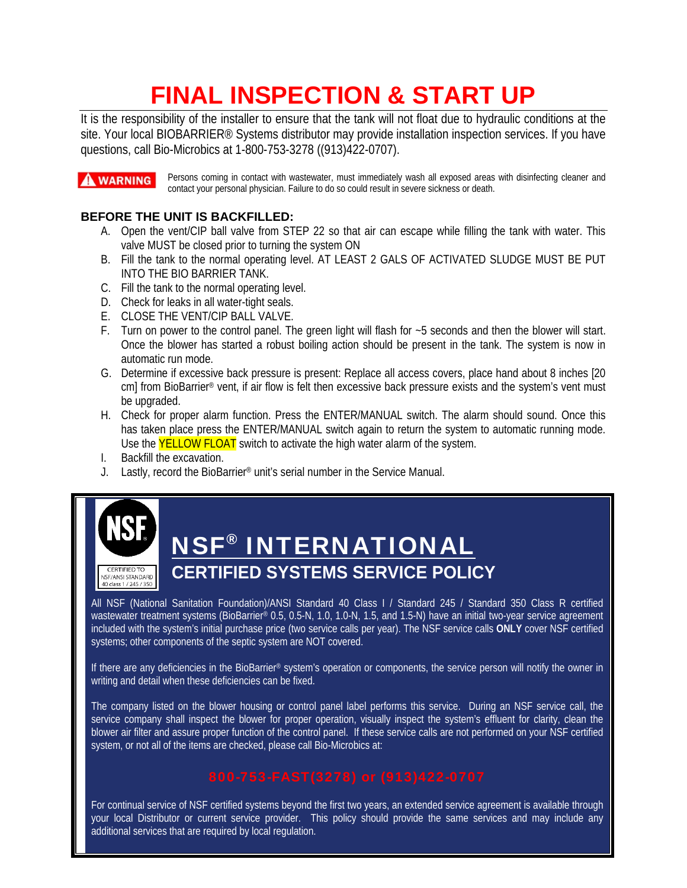# FINAL INSPECTION & START UP

It is the responsibility of the installer to ensure that the tank will not float due to hydraulic conditions at the site. Your local BIOBARRIER® Systems distributor may provide installation inspection services. If you have questions, call Bio-Microbics at 1-800-753-3278 ((913)422-0707).

**WARNING** Persons coming in contact with wastewater, must immediately wash all exposed areas with disinfecting cleaner and contact your personal physician. Failure to do so could result in severe sickness or death.

### BEFORE THE UNIT IS BACKFILLED:

A. Open the vent/CIP ball valve from STEP 22 so that air can escape while filling the tank with water. This valve MUST be closed prior to turning the system ON
B. Fill the tank to the normal operating level. AT LEAST 2 GALS OF ACTIVATED SLUDGE MUST BE PUT INTO THE BIO BARRIER TANK.
C. Fill the tank to the normal operating level.
D. Check for leaks in all water-tight seals.
E. CLOSE THE VENT/CIP BALL VALVE.
F. Turn on power to the control panel. The green light will flash for ~5 seconds and then the blower will start. Once the blower has started a robust boiling action should be present in the tank. The system is now in automatic run mode.
G. Determine if excessive back pressure is present: Replace all access covers, place hand about 8 inches [20 cm] from BioBarrier® vent, if air flow is felt then excessive back pressure exists and the system's vent must be upgraded.
H. Check for proper alarm function. Press the ENTER/MANUAL switch. The alarm should sound. Once this has taken place press the ENTER/MANUAL switch again to return the system to automatic running mode. Use the YELLOW FLOAT switch to activate the high water alarm of the system.
I. Backfill the excavation.
J. Lastly, record the BioBarrier® unit's serial number in the Service Manual.

NSF

CERTIFIED TO NSF/ANSI STANDARD 40 class 1 / 245 / 350

## NSF® INTERNATIONAL

### CERTIFIED SYSTEMS SERVICE POLICY

All NSF (National Sanitation Foundation)/ANSI Standard 40 Class I / Standard 245 / Standard 350 Class R certified wastewater treatment systems (BioBarrier® 0.5, 0.5-N, 1.0, 1.0-N, 1.5, and 1.5-N) have an initial two-year service agreement included with the system's initial purchase price (two service calls per year). The NSF service calls **ONLY** cover NSF certified systems; other components of the septic system are NOT covered.

If there are any deficiencies in the BioBarrier® system's operation or components, the service person will notify the owner in writing and detail when these deficiencies can be fixed.

The company listed on the blower housing or control panel label performs this service. During an NSF service call, the service company shall inspect the blower for proper operation, visually inspect the system's effluent for clarity, clean the blower air filter and assure proper function of the control panel. If these service calls are not performed on your NSF certified system, or not all of the items are checked, please call Bio-Microbics at:

800-753-FAST(3278) or (913)422-0707

For continual service of NSF certified systems beyond the first two years, an extended service agreement is available through your local Distributor or current service provider. This policy should provide the same services and may include any additional services that are required by local regulation.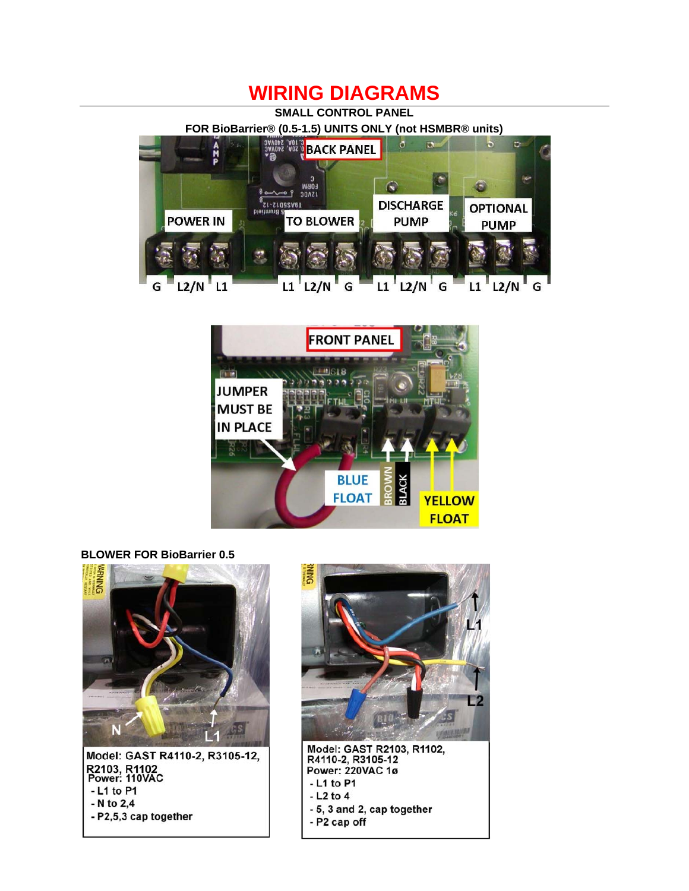# WIRING DIAGRAMS

**SMALL CONTROL PANEL**

**FOR BioBarrier® (0.5-1.5) UNITS ONLY (not HSMBR® units)**

BACK PANEL

POWER IN: G, L2/N, L1

TO BLOWER: L1, L2/N, G

DISCHARGE PUMP: L1, L2/N, G

OPTIONAL PUMP: L1, L2/N, G

FRONT PANEL

JUMPER MUST BE IN PLACE

BLUE FLOAT: BROWN, BLACK

YELLOW FLOAT

**BLOWER FOR BioBarrier 0.5**

N, L1

Model: GAST R4110-2, R3105-12, R2103, R1102
Power: 110VAC
- L1 to P1
- N to 2,4
- P2,5,3 cap together

L1, L2

Model: GAST R2103, R1102, R4110-2, R3105-12
Power: 220VAC 1ø
- L1 to P1
- L2 to 4
- 5, 3 and 2, cap together
- P2 cap off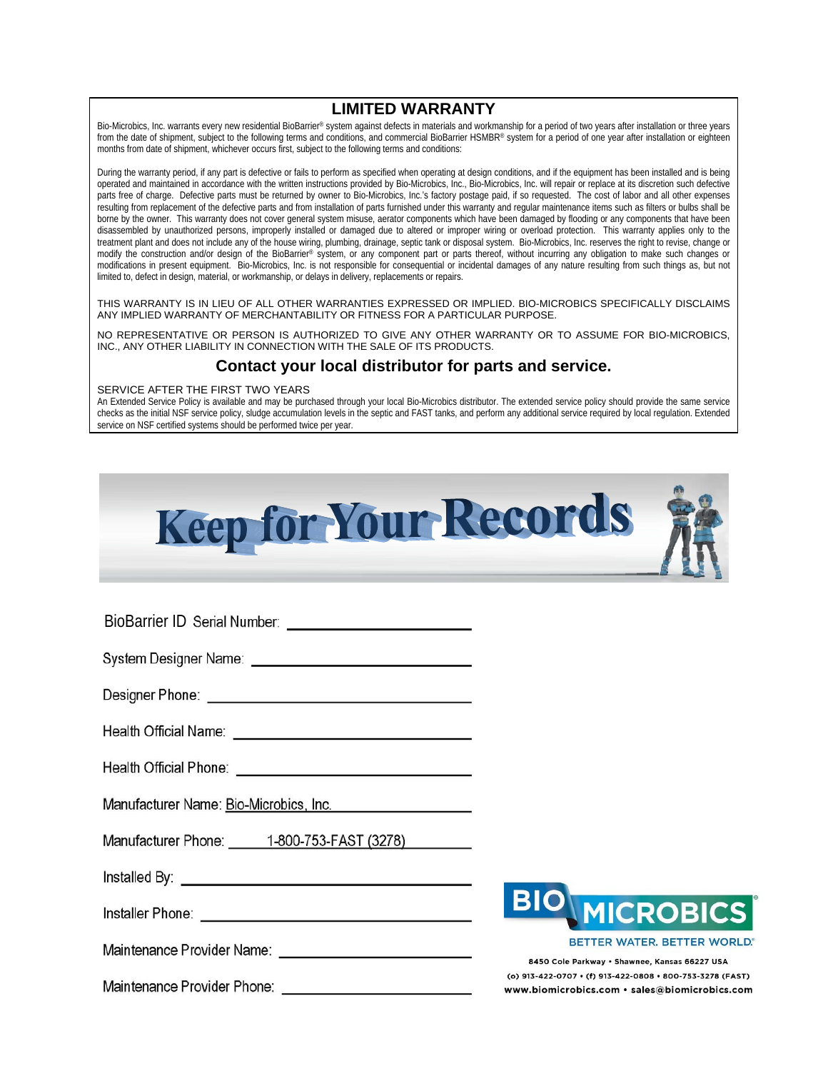## LIMITED WARRANTY

Bio-Microbics, Inc. warrants every new residential BioBarrier® system against defects in materials and workmanship for a period of two years after installation or three years from the date of shipment, subject to the following terms and conditions, and commercial BioBarrier HSMBR® system for a period of one year after installation or eighteen months from date of shipment, whichever occurs first, subject to the following terms and conditions:

During the warranty period, if any part is defective or fails to perform as specified when operating at design conditions, and if the equipment has been installed and is being operated and maintained in accordance with the written instructions provided by Bio-Microbics, Inc., Bio-Microbics, Inc. will repair or replace at its discretion such defective parts free of charge. Defective parts must be returned by owner to Bio-Microbics, Inc.'s factory postage paid, if so requested. The cost of labor and all other expenses resulting from replacement of the defective parts and from installation of parts furnished under this warranty and regular maintenance items such as filters or bulbs shall be borne by the owner. This warranty does not cover general system misuse, aerator components which have been damaged by flooding or any components that have been disassembled by unauthorized persons, improperly installed or damaged due to altered or improper wiring or overload protection. This warranty applies only to the treatment plant and does not include any of the house wiring, plumbing, drainage, septic tank or disposal system. Bio-Microbics, Inc. reserves the right to revise, change or modify the construction and/or design of the BioBarrier® system, or any component part or parts thereof, without incurring any obligation to make such changes or modifications in present equipment. Bio-Microbics, Inc. is not responsible for consequential or incidental damages of any nature resulting from such things as, but not limited to, defect in design, material, or workmanship, or delays in delivery, replacements or repairs.

THIS WARRANTY IS IN LIEU OF ALL OTHER WARRANTIES EXPRESSED OR IMPLIED. BIO-MICROBICS SPECIFICALLY DISCLAIMS ANY IMPLIED WARRANTY OF MERCHANTABILITY OR FITNESS FOR A PARTICULAR PURPOSE.

NO REPRESENTATIVE OR PERSON IS AUTHORIZED TO GIVE ANY OTHER WARRANTY OR TO ASSUME FOR BIO-MICROBICS, INC., ANY OTHER LIABILITY IN CONNECTION WITH THE SALE OF ITS PRODUCTS.

**Contact your local distributor for parts and service.**

SERVICE AFTER THE FIRST TWO YEARS

An Extended Service Policy is available and may be purchased through your local Bio-Microbics distributor. The extended service policy should provide the same service checks as the initial NSF service policy, sludge accumulation levels in the septic and FAST tanks, and perform any additional service required by local regulation. Extended service on NSF certified systems should be performed twice per year.

# Keep for Your Records

BioBarrier ID Serial Number: ______________________

System Designer Name: ______________________

Designer Phone: ______________________

Health Official Name: ______________________

Health Official Phone: ______________________

Manufacturer Name: Bio-Microbics, Inc.

Manufacturer Phone: 1-800-753-FAST (3278)

Installed By: ______________________

Installer Phone: ______________________

Maintenance Provider Name: ______________________

Maintenance Provider Phone: ______________________

BIO MICROBICS®

BETTER WATER. BETTER WORLD.®

8450 Cole Parkway • Shawnee, Kansas 66227 USA

(o) 913-422-0707 • (f) 913-422-0808 • 800-753-3278 (FAST)

www.biomicrobics.com • sales@biomicrobics.com